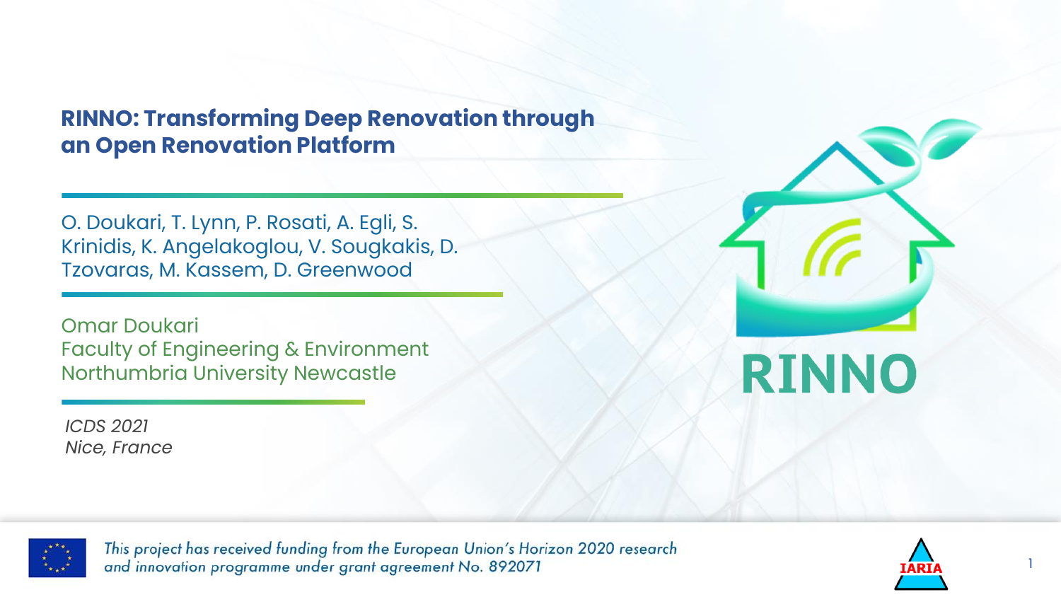# RINNO: Transforming Deep Renovation through an Open Renovation Platform

O. Doukari, T. Lynn, P. Rosati, A. Egli, S. Krinidis, K. Angelakoglou, V. Sougkakis, D. Tzovaras, M. Kassem, D. Greenwood

Omar Doukari
Faculty of Engineering & Environment
Northumbria University Newcastle

*ICDS 2021*
*Nice, France*

RINNO

*This project has received funding from the European Union's Horizon 2020 research and innovation programme under grant agreement No. 892071*

IARIA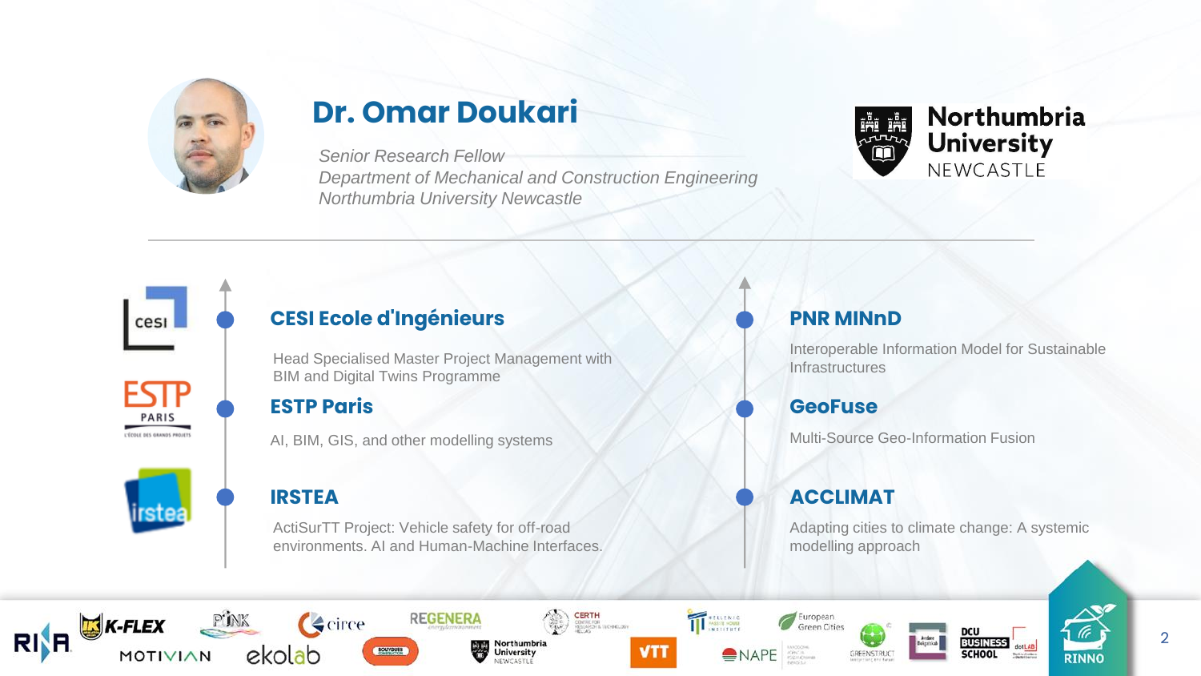# Dr. Omar Doukari

*Senior Research Fellow*
*Department of Mechanical and Construction Engineering*
*Northumbria University Newcastle*

Northumbria University NEWCASTLE

## CESI Ecole d'Ingénieurs

Head Specialised Master Project Management with BIM and Digital Twins Programme

## ESTP Paris

AI, BIM, GIS, and other modelling systems

## IRSTEA

ActiSurTT Project: Vehicle safety for off-road environments. AI and Human-Machine Interfaces.

## PNR MINnD

Interoperable Information Model for Sustainable Infrastructures

## GeoFuse

Multi-Source Geo-Information Fusion

## ACCLIMAT

Adapting cities to climate change: A systemic modelling approach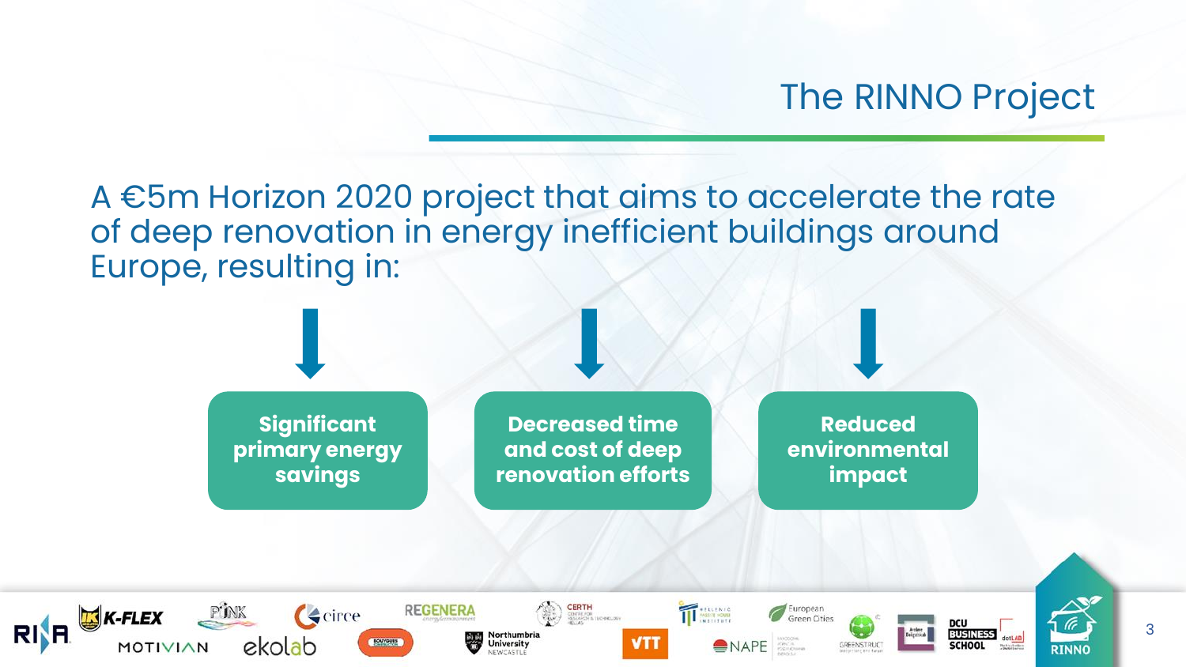# The RINNO Project

A €5m Horizon 2020 project that aims to accelerate the rate of deep renovation in energy inefficient buildings around Europe, resulting in:

- **Significant primary energy savings**
- **Decreased time and cost of deep renovation efforts**
- **Reduced environmental impact**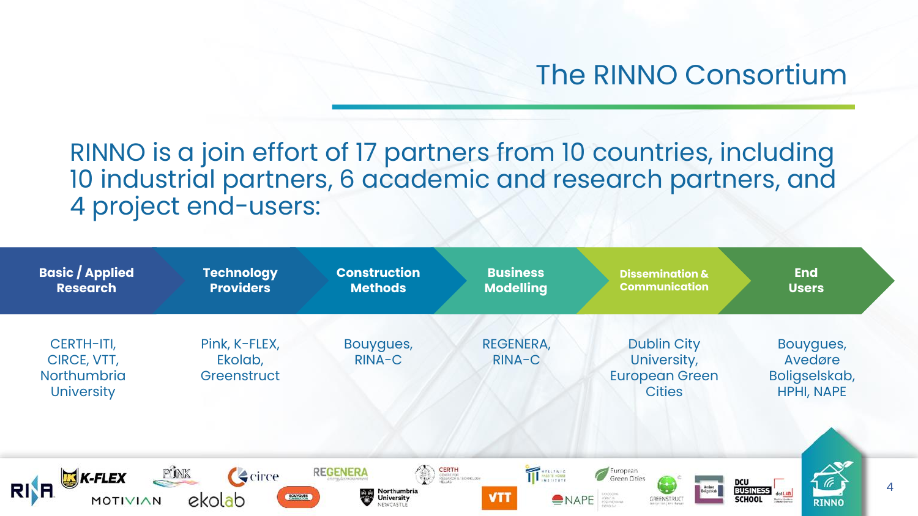# The RINNO Consortium

RINNO is a join effort of 17 partners from 10 countries, including 10 industrial partners, 6 academic and research partners, and 4 project end-users:

| Basic / Applied Research | Technology Providers | Construction Methods | Business Modelling | Dissemination & Communication | End Users |
|---|---|---|---|---|---|
| CERTH-ITI, CIRCE, VTT, Northumbria University | Pink, K-FLEX, Ekolab, Greenstruct | Bouygues, RINA-C | REGENERA, RINA-C | Dublin City University, European Green Cities | Bouygues, Avedøre Boligselskab, HPHI, NAPE |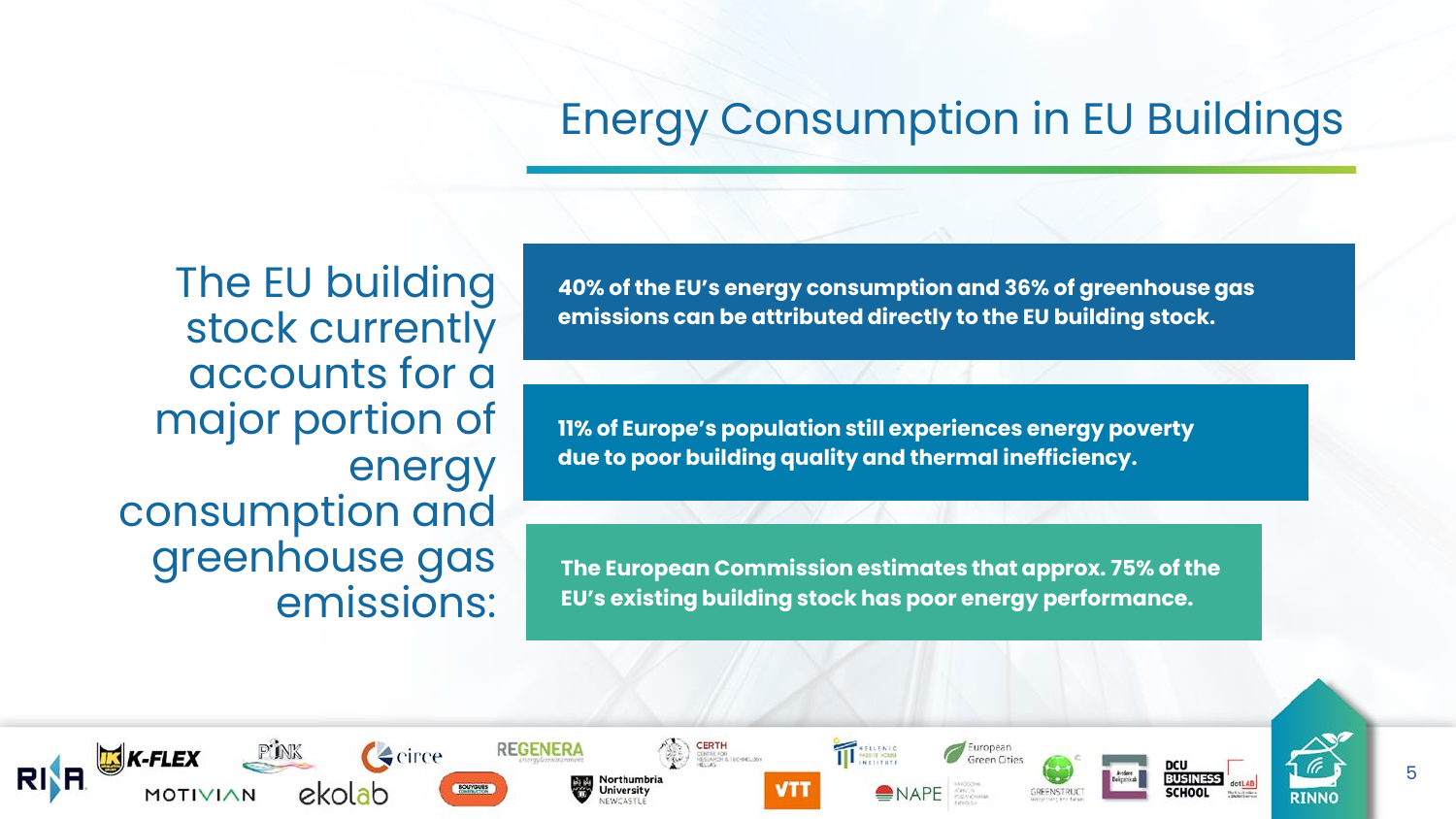# Energy Consumption in EU Buildings

The EU building stock currently accounts for a major portion of energy consumption and greenhouse gas emissions:

**40% of the EU's energy consumption and 36% of greenhouse gas emissions can be attributed directly to the EU building stock.**

**11% of Europe's population still experiences energy poverty due to poor building quality and thermal inefficiency.**

**The European Commission estimates that approx. 75% of the EU's existing building stock has poor energy performance.**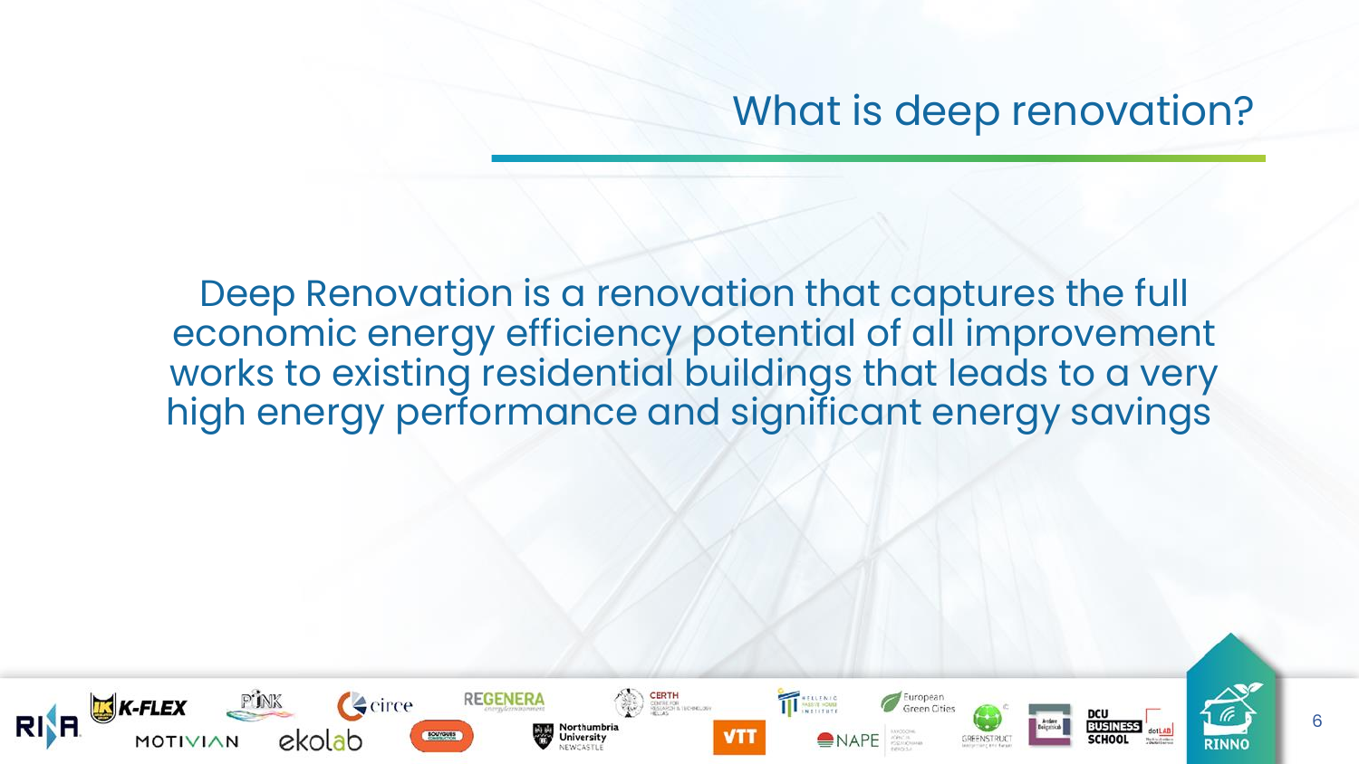# What is deep renovation?

Deep Renovation is a renovation that captures the full economic energy efficiency potential of all improvement works to existing residential buildings that leads to a very high energy performance and significant energy savings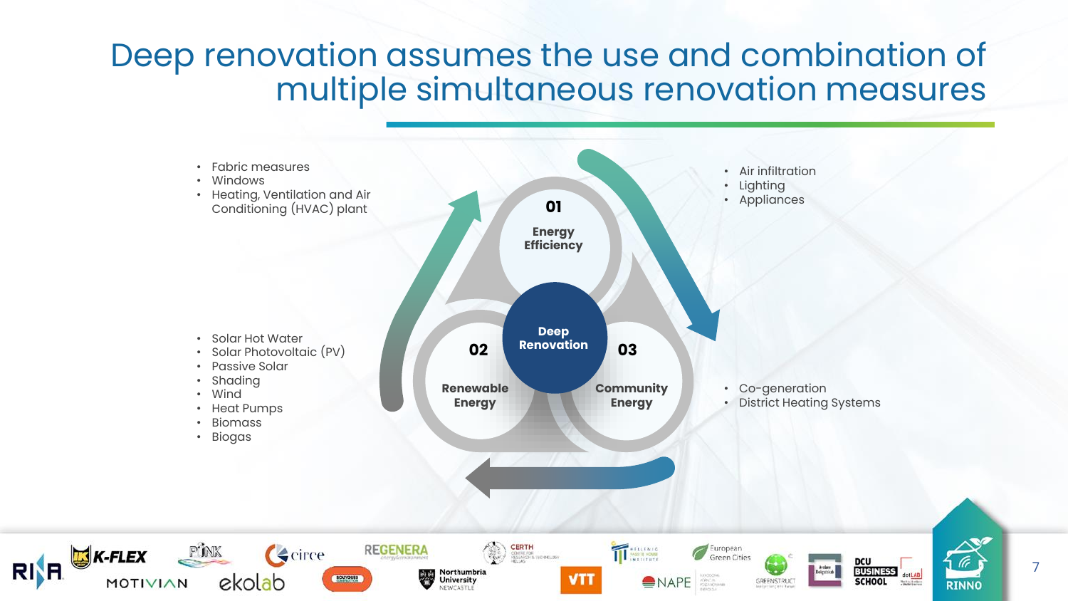# Deep renovation assumes the use and combination of multiple simultaneous renovation measures

- Fabric measures
- Windows
- Heating, Ventilation and Air Conditioning (HVAC) plant

- Air infiltration
- Lighting
- Appliances

01
Energy Efficiency

Deep Renovation

02
Renewable Energy

03
Community Energy

- Solar Hot Water
- Solar Photovoltaic (PV)
- Passive Solar
- Shading
- Wind
- Heat Pumps
- Biomass
- Biogas

- Co-generation
- District Heating Systems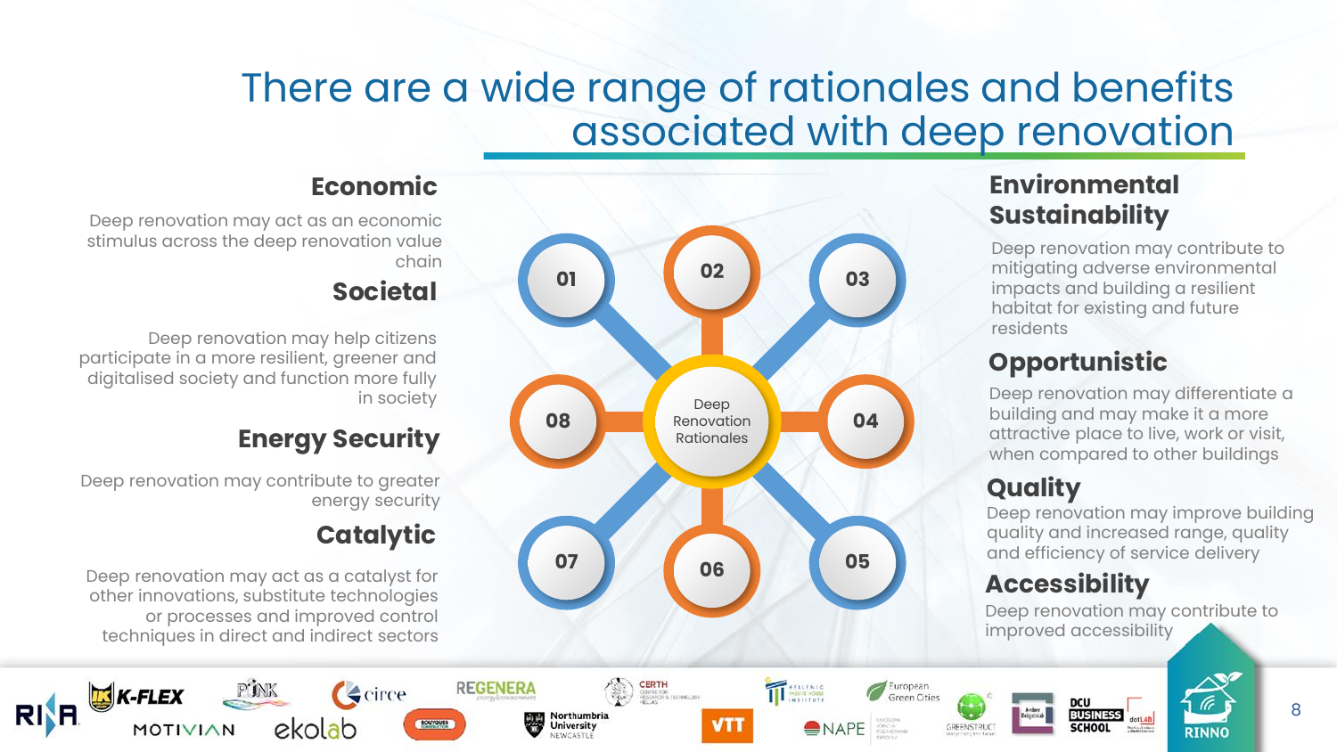# There are a wide range of rationales and benefits associated with deep renovation

### Economic

Deep renovation may act as an economic stimulus across the deep renovation value chain

### Societal

Deep renovation may help citizens participate in a more resilient, greener and digitalised society and function more fully in society

### Energy Security

Deep renovation may contribute to greater energy security

### Catalytic

Deep renovation may act as a catalyst for other innovations, substitute technologies or processes and improved control techniques in direct and indirect sectors

Deep Renovation Rationales

01

02

03

04

05

06

07

08

### Environmental Sustainability

Deep renovation may contribute to mitigating adverse environmental impacts and building a resilient habitat for existing and future residents

### Opportunistic

Deep renovation may differentiate a building and may make it a more attractive place to live, work or visit, when compared to other buildings

### Quality

Deep renovation may improve building quality and increased range, quality and efficiency of service delivery

### Accessibility

Deep renovation may contribute to improved accessibility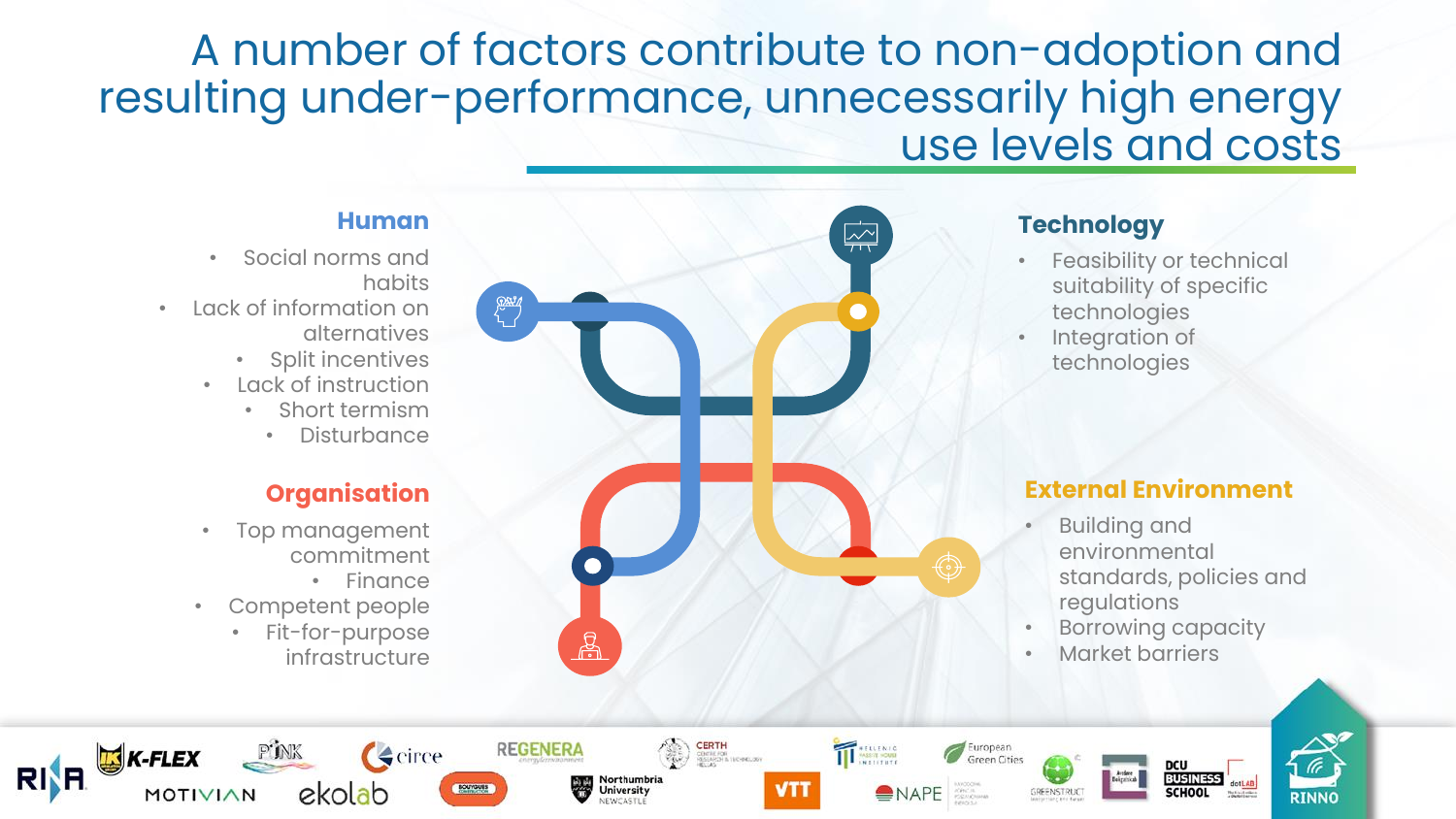# A number of factors contribute to non-adoption and resulting under-performance, unnecessarily high energy use levels and costs

### Human

- Social norms and habits
- Lack of information on alternatives
- Split incentives
- Lack of instruction
- Short termism
- Disturbance

### Organisation

- Top management commitment
- Finance
- Competent people
- Fit-for-purpose infrastructure

### Technology

- Feasibility or technical suitability of specific technologies
- Integration of technologies

### External Environment

- Building and environmental standards, policies and regulations
- Borrowing capacity
- Market barriers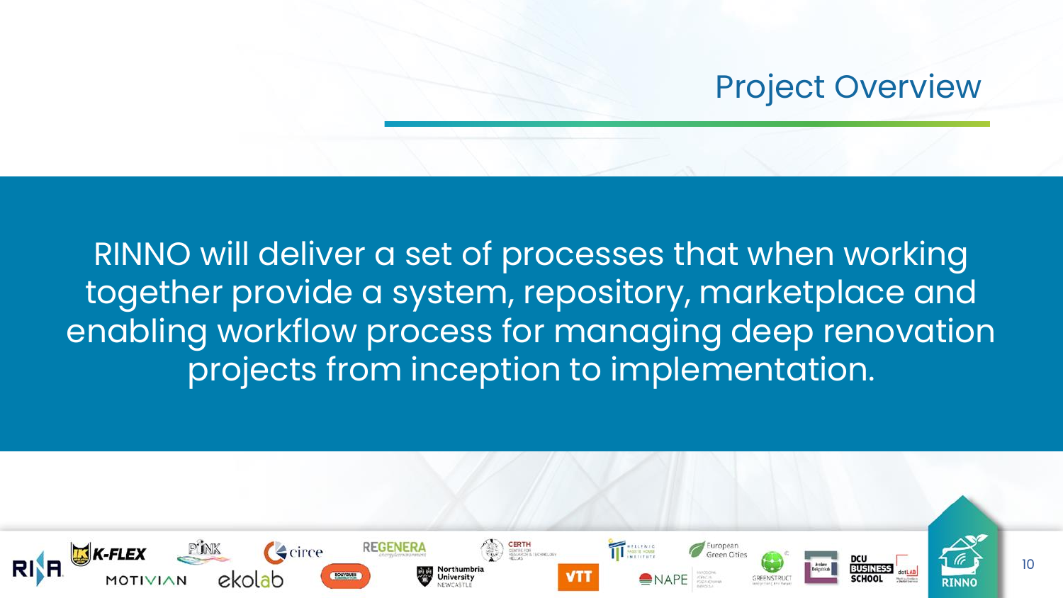# Project Overview

RINNO will deliver a set of processes that when working together provide a system, repository, marketplace and enabling workflow process for managing deep renovation projects from inception to implementation.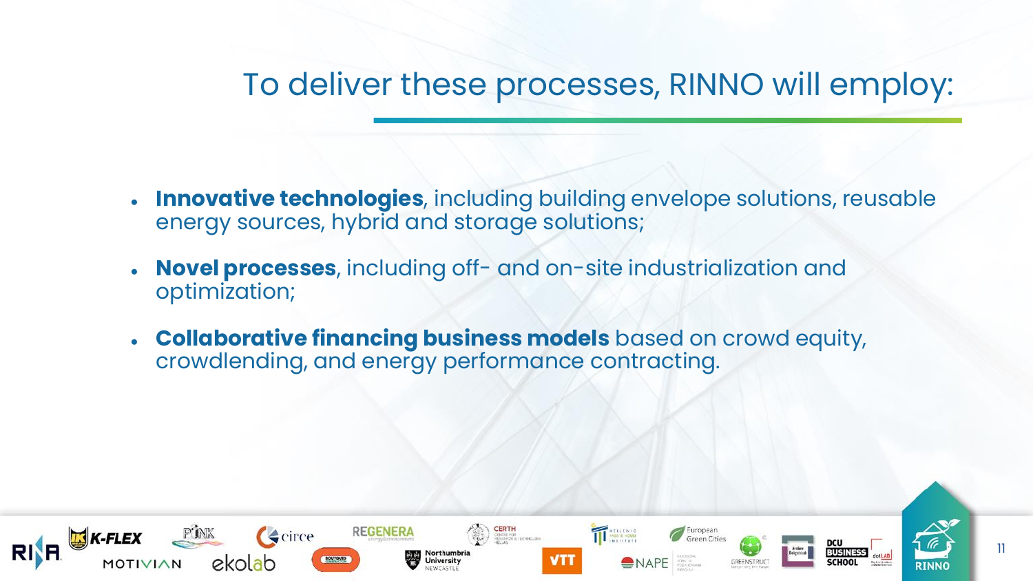## To deliver these processes, RINNO will employ:

- **Innovative technologies**, including building envelope solutions, reusable energy sources, hybrid and storage solutions;
- **Novel processes**, including off- and on-site industrialization and optimization;
- **Collaborative financing business models** based on crowd equity, crowdlending, and energy performance contracting.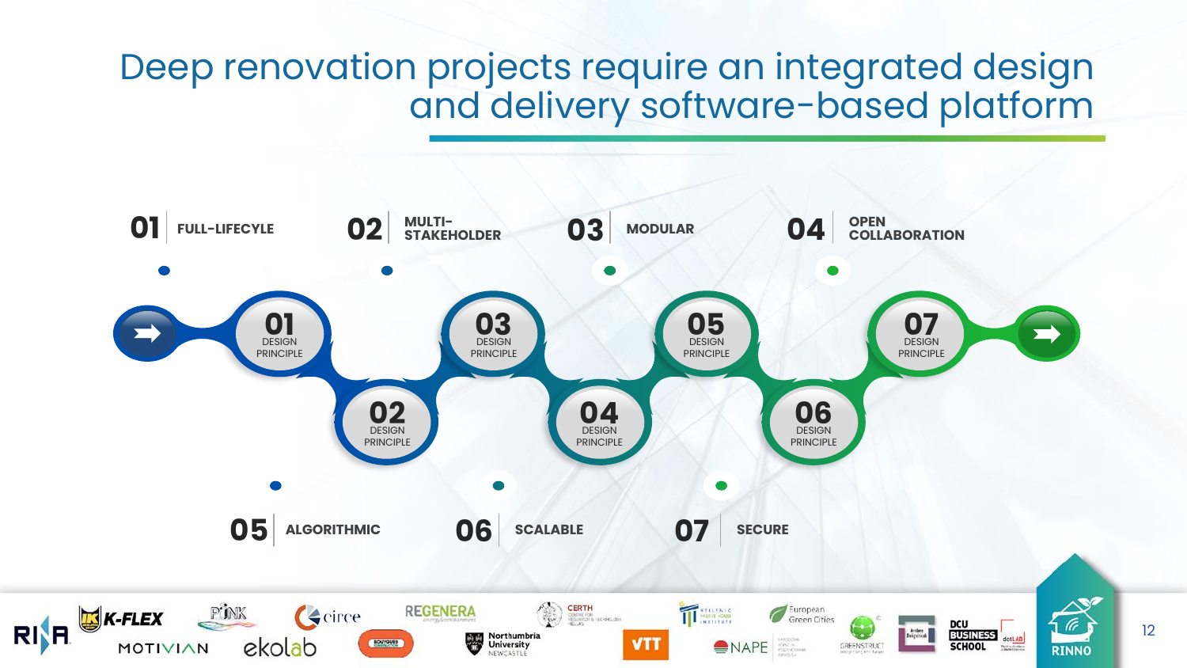# Deep renovation projects require an integrated design and delivery software-based platform

01 DESIGN PRINCIPLE
02 DESIGN PRINCIPLE
03 DESIGN PRINCIPLE
04 DESIGN PRINCIPLE
05 DESIGN PRINCIPLE
06 DESIGN PRINCIPLE
07 DESIGN PRINCIPLE

- **01** FULL-LIFECYLE
- **02** MULTI-STAKEHOLDER
- **03** MODULAR
- **04** OPEN COLLABORATION
- **05** ALGORITHMIC
- **06** SCALABLE
- **07** SECURE

RINA · K-FLEX · MOTIVIAN · PINK · circe · ekolab · REGENERA · BOUYGUES CONSTRUCTION · CERTH · Northumbria University NEWCASTLE · VTT · HELLENIC PASSIVE HOUSE INSTITUTE · NAPE · European Green Cities · GREENSTRUCT · DCU BUSINESS SCHOOL · dotLAB · RINNO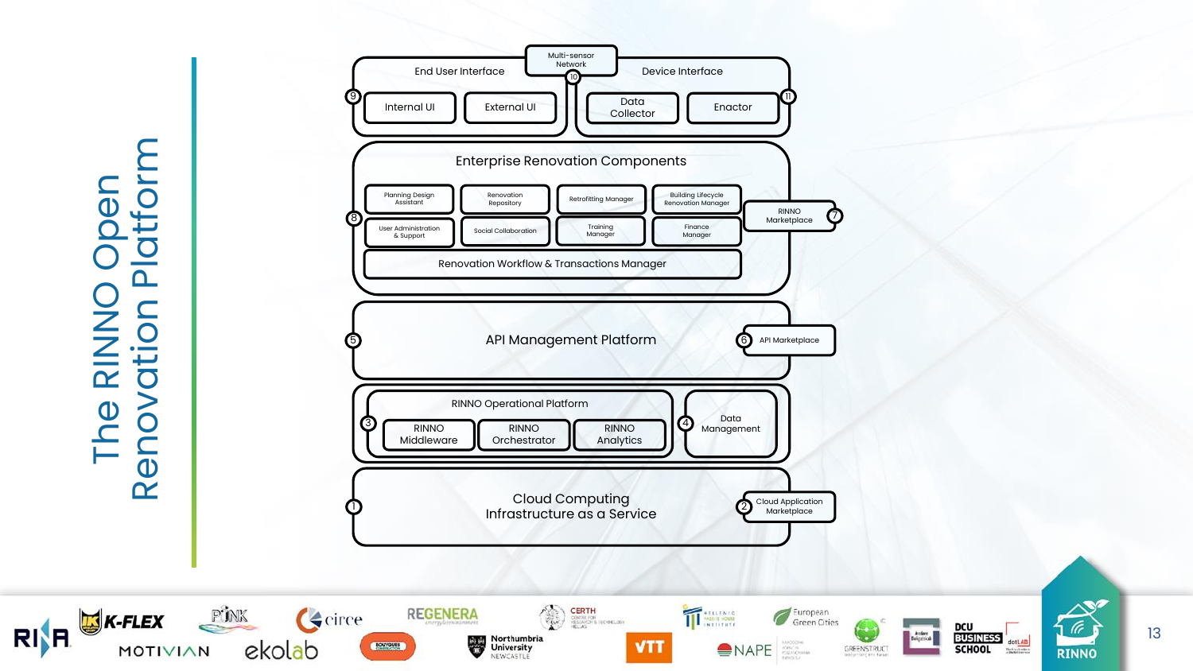# The RINNO Open Renovation Platform

Multi-sensor Network 10

End User Interface 9
- Internal UI
- External UI

Device Interface 11
- Data Collector
- Enactor

Enterprise Renovation Components 8
- Planning Design Assistant
- Renovation Repository
- Retrofitting Manager
- Building Lifecycle Renovation Manager
- User Administration & Support
- Social Collaboration
- Training Manager
- Finance Manager
- Renovation Workflow & Transactions Manager

RINNO Marketplace 7

API Management Platform 5

API Marketplace 6

RINNO Operational Platform 3
- RINNO Middleware
- RINNO Orchestrator
- RINNO Analytics

Data Management 4

Cloud Computing Infrastructure as a Service 1

Cloud Application Marketplace 2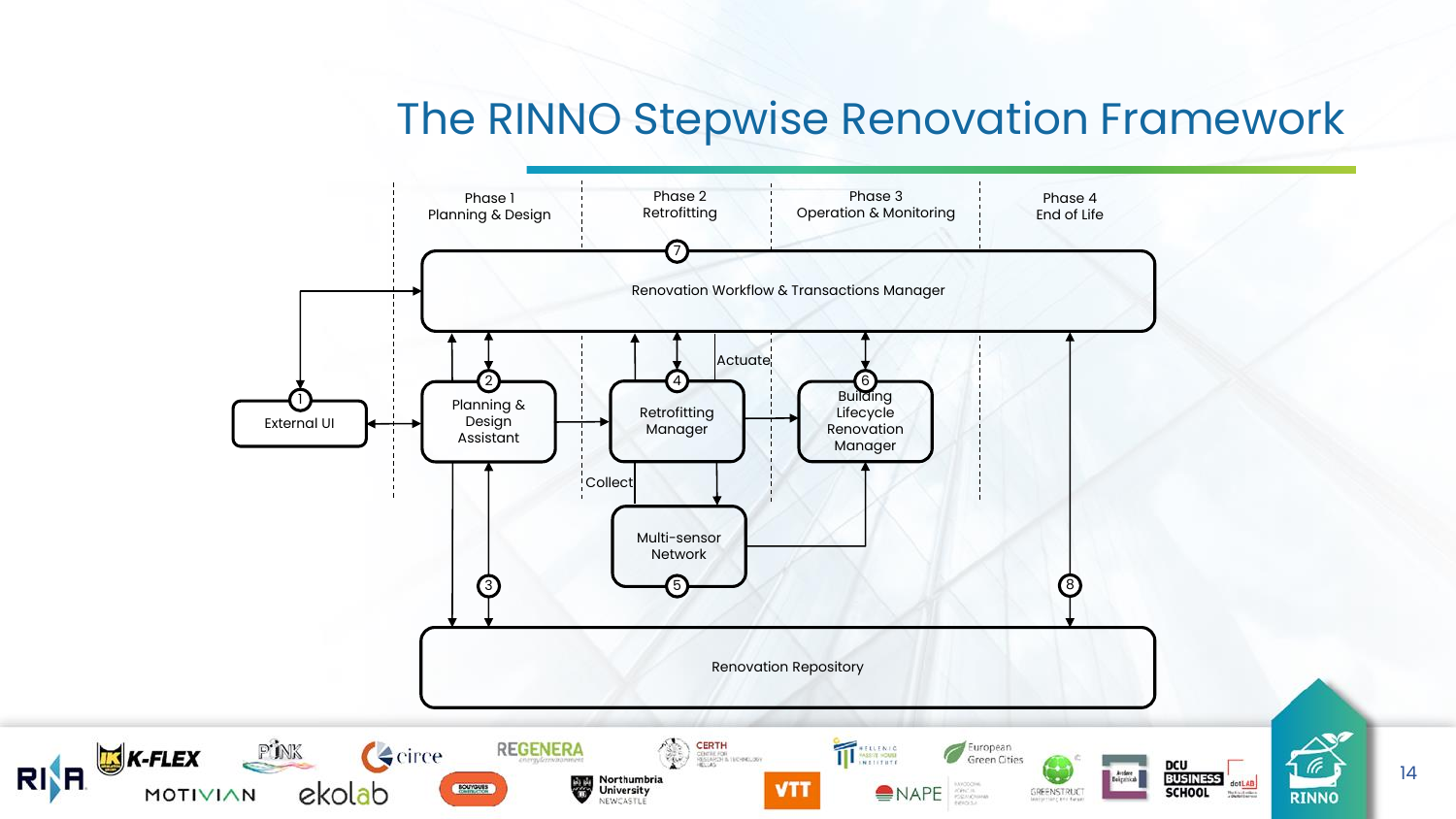# The RINNO Stepwise Renovation Framework

Phase 1
Planning & Design

Phase 2
Retrofitting

Phase 3
Operation & Monitoring

Phase 4
End of Life

7 Renovation Workflow & Transactions Manager

1 External UI

2 Planning & Design Assistant

4 Retrofitting Manager

6 Building Lifecycle Renovation Manager

Actuate

Collect

5 Multi-sensor Network

3

8

Renovation Repository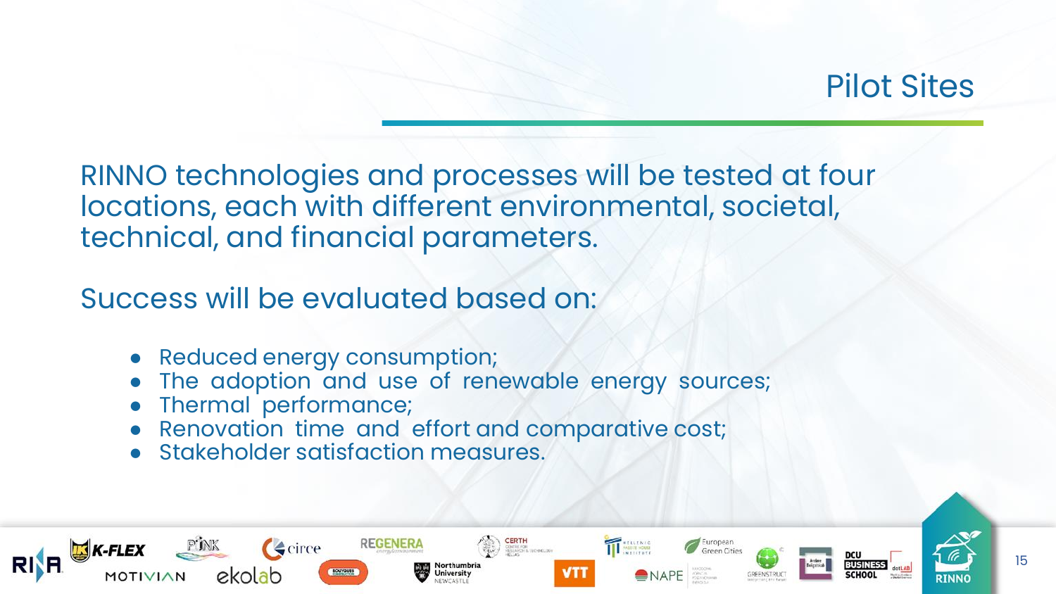# Pilot Sites

RINNO technologies and processes will be tested at four locations, each with different environmental, societal, technical, and financial parameters.

Success will be evaluated based on:

- Reduced energy consumption;
- The adoption and use of renewable energy sources;
- Thermal performance;
- Renovation time and effort and comparative cost;
- Stakeholder satisfaction measures.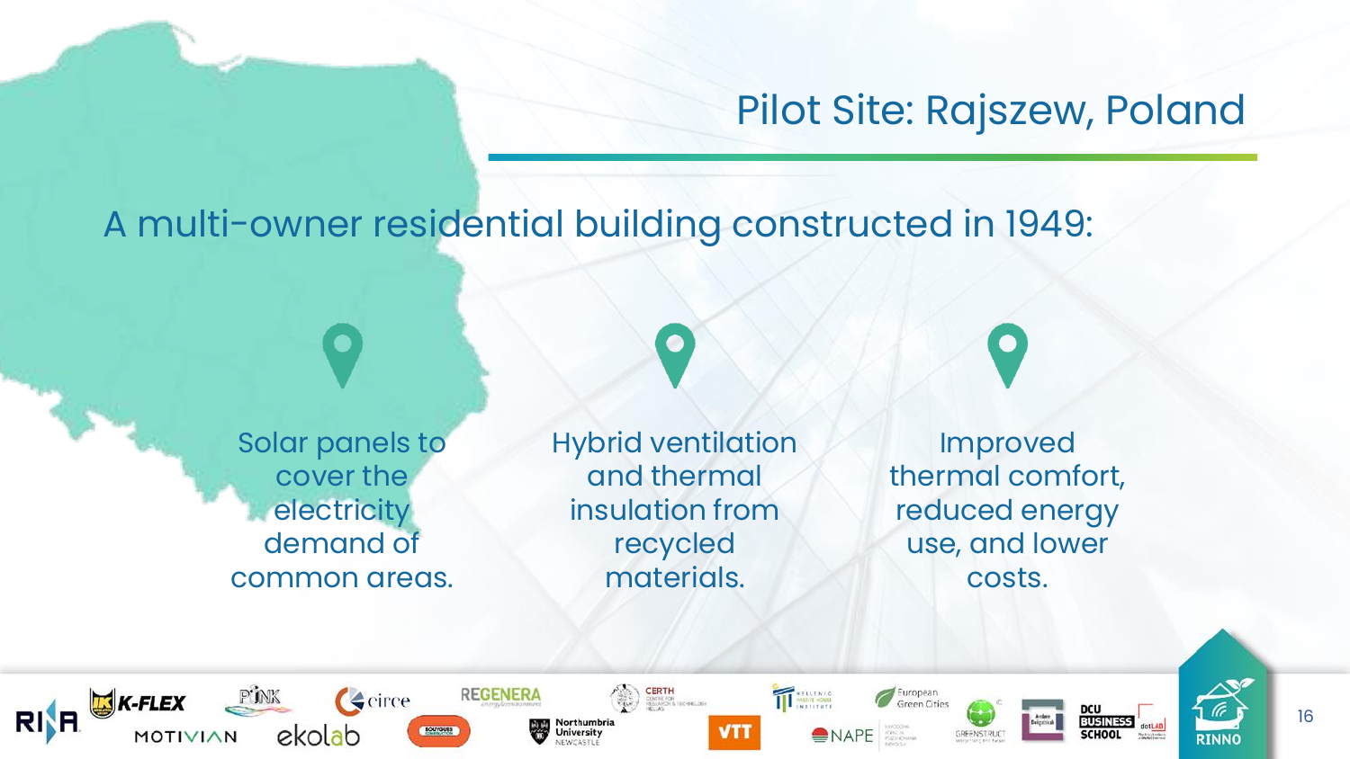# Pilot Site: Rajszew, Poland

A multi-owner residential building constructed in 1949:

- Solar panels to cover the electricity demand of common areas.
- Hybrid ventilation and thermal insulation from recycled materials.
- Improved thermal comfort, reduced energy use, and lower costs.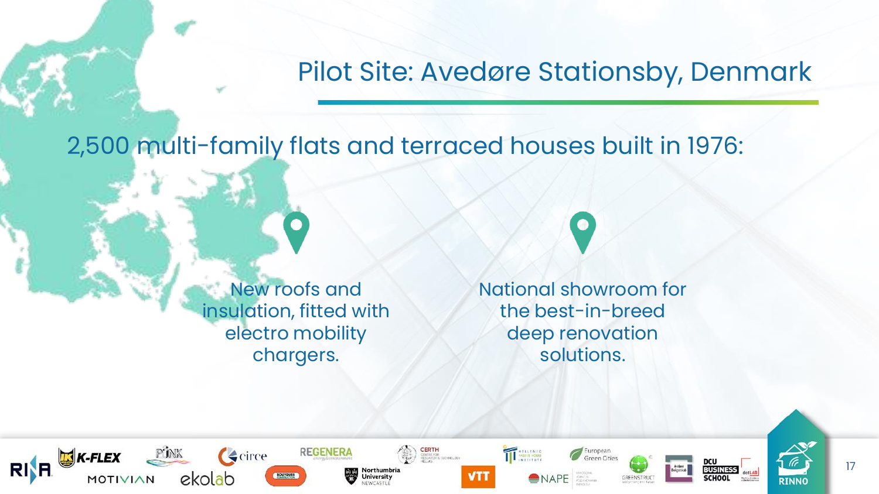# Pilot Site: Avedøre Stationsby, Denmark

2,500 multi-family flats and terraced houses built in 1976:

- New roofs and insulation, fitted with electro mobility chargers.
- National showroom for the best-in-breed deep renovation solutions.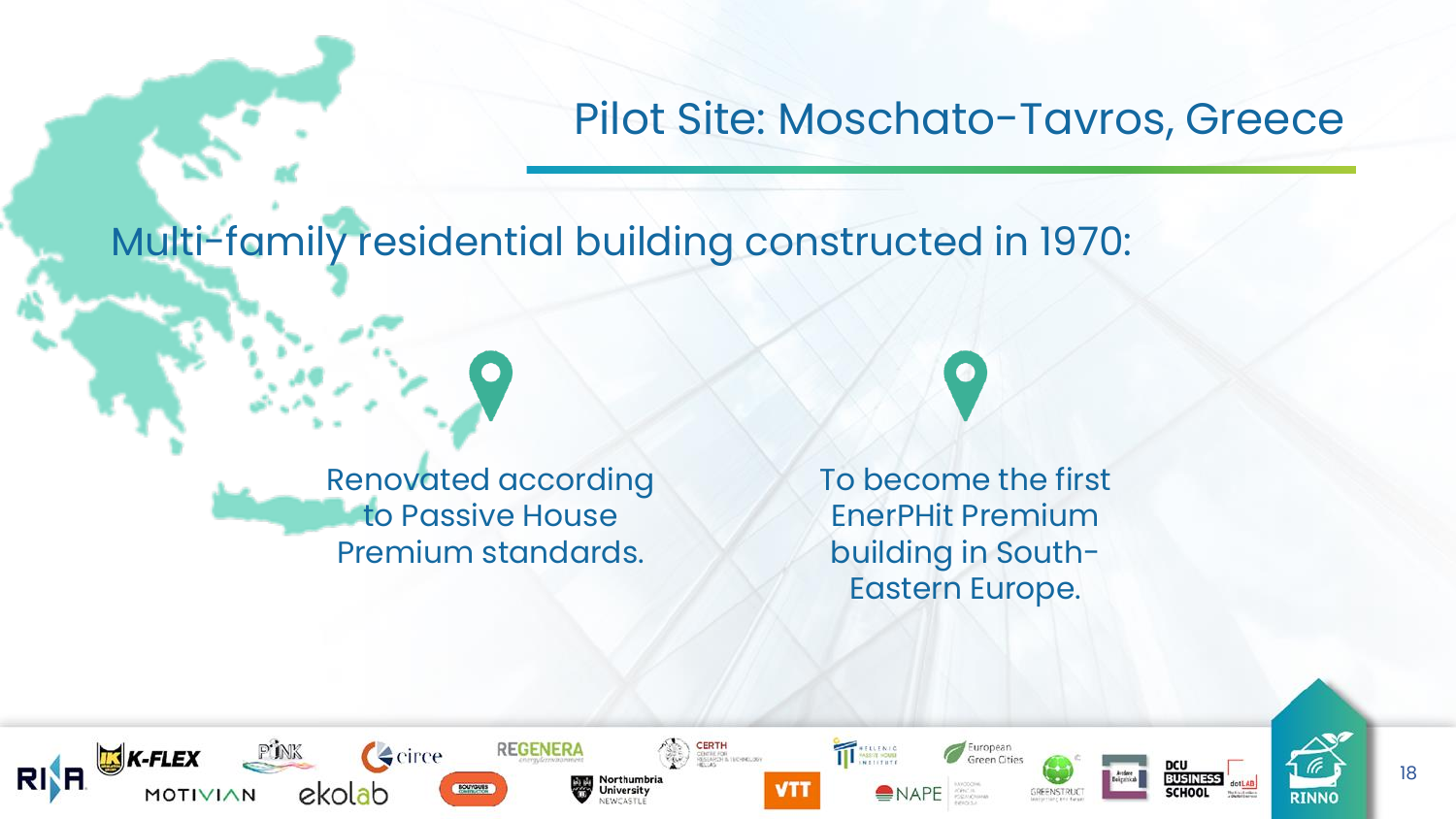# Pilot Site: Moschato-Tavros, Greece

## Multi-family residential building constructed in 1970:

- Renovated according to Passive House Premium standards.
- To become the first EnerPHit Premium building in South-Eastern Europe.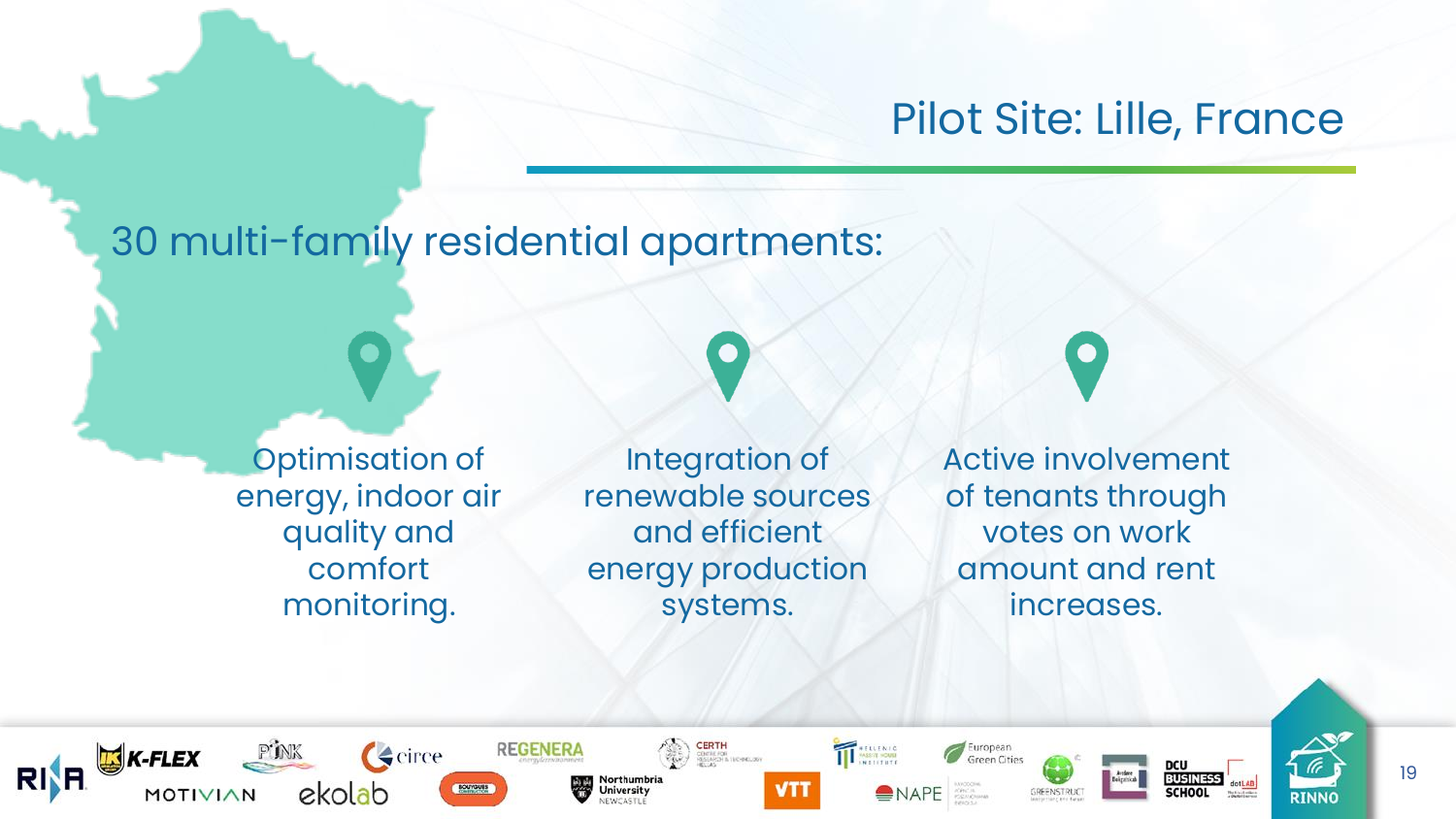# Pilot Site: Lille, France

## 30 multi-family residential apartments:

- Optimisation of energy, indoor air quality and comfort monitoring.
- Integration of renewable sources and efficient energy production systems.
- Active involvement of tenants through votes on work amount and rent increases.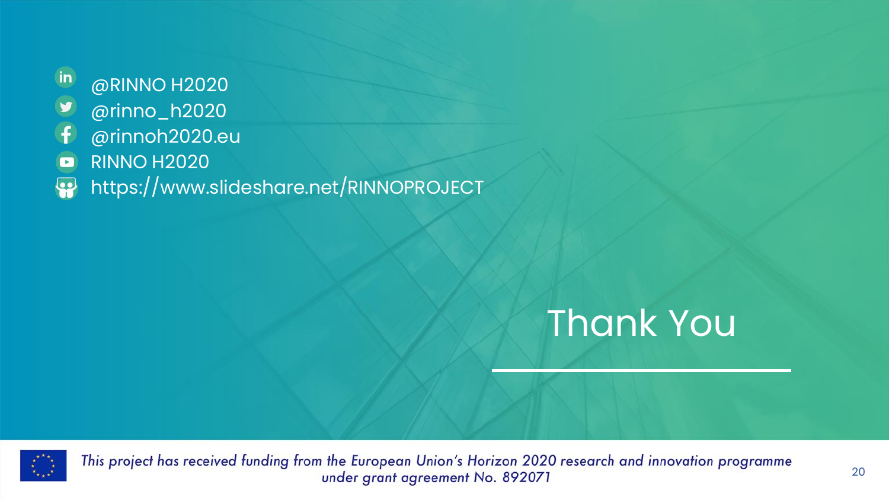@RINNO H2020

@rinno_h2020

@rinnoh2020.eu

RINNO H2020

https://www.slideshare.net/RINNOPROJECT

# Thank You

*This project has received funding from the European Union's Horizon 2020 research and innovation programme under grant agreement No. 892071*